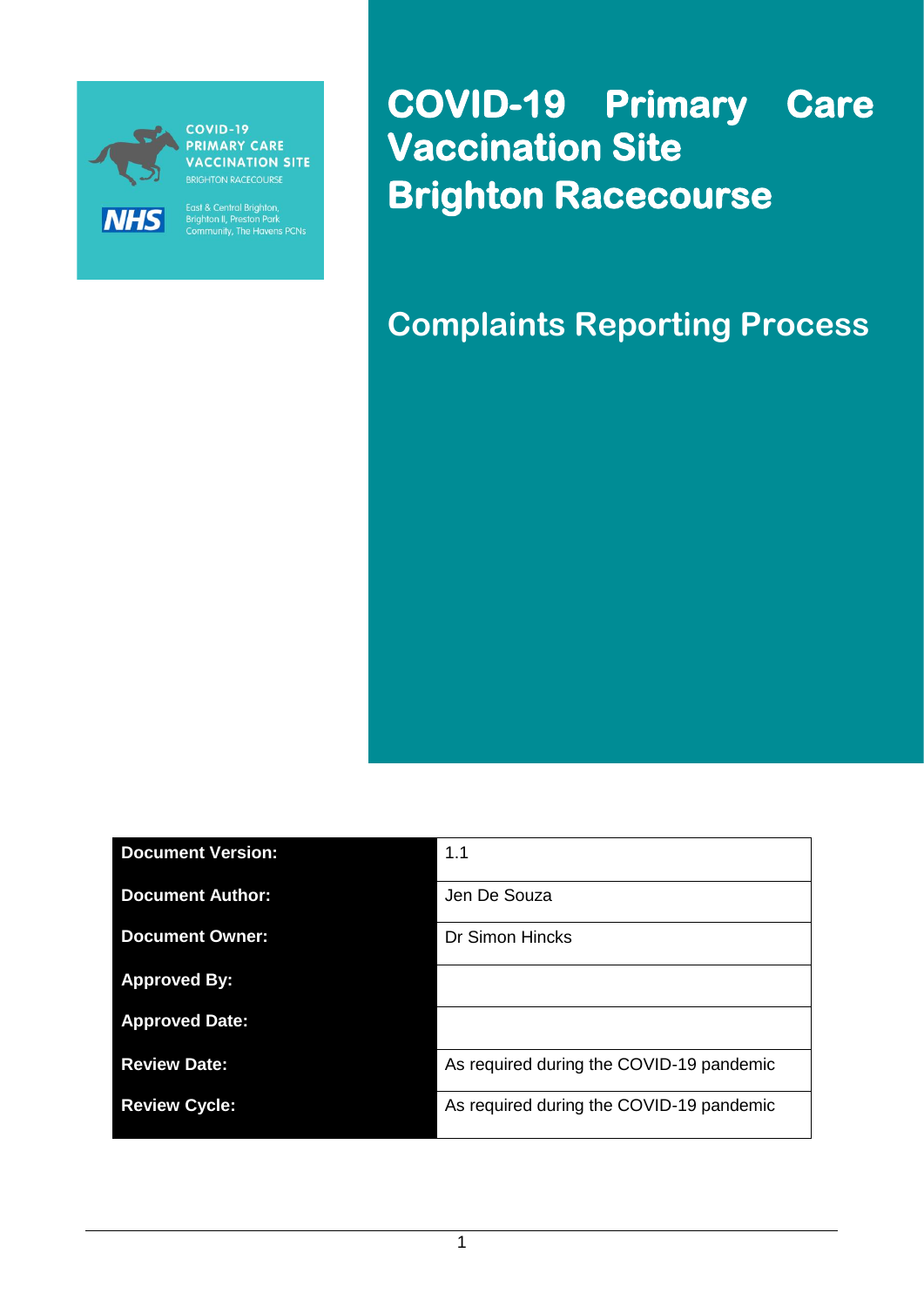COVID-19
PRIMARY CARE
VACCINATION SITE
BRIGHTON RACECOURSE

NHS

East & Central Brighton, Brighton II, Preston Park Community, The Havens PCNs

# COVID-19 Primary Care Vaccination Site Brighton Racecourse

## Complaints Reporting Process

| **Document Version:** | 1.1 |
|---|---|
| **Document Author:** | Jen De Souza |
| **Document Owner:** | Dr Simon Hincks |
| **Approved By:** | |
| **Approved Date:** | |
| **Review Date:** | As required during the COVID-19 pandemic |
| **Review Cycle:** | As required during the COVID-19 pandemic |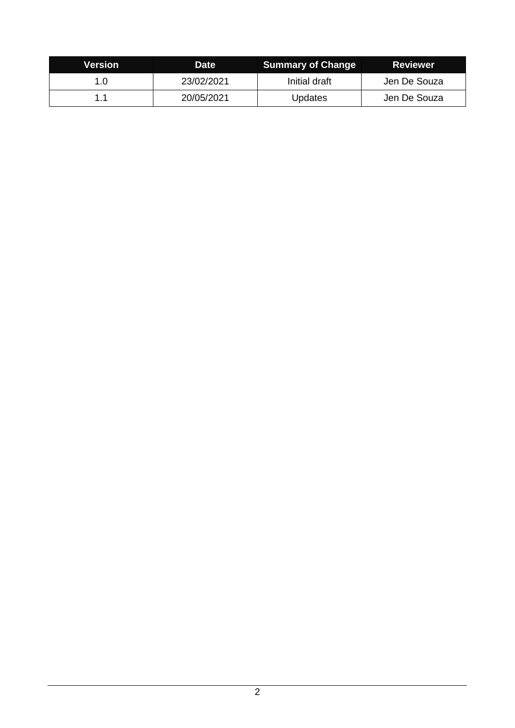| Version | Date | Summary of Change | Reviewer |
| --- | --- | --- | --- |
| 1.0 | 23/02/2021 | Initial draft | Jen De Souza |
| 1.1 | 20/05/2021 | Updates | Jen De Souza |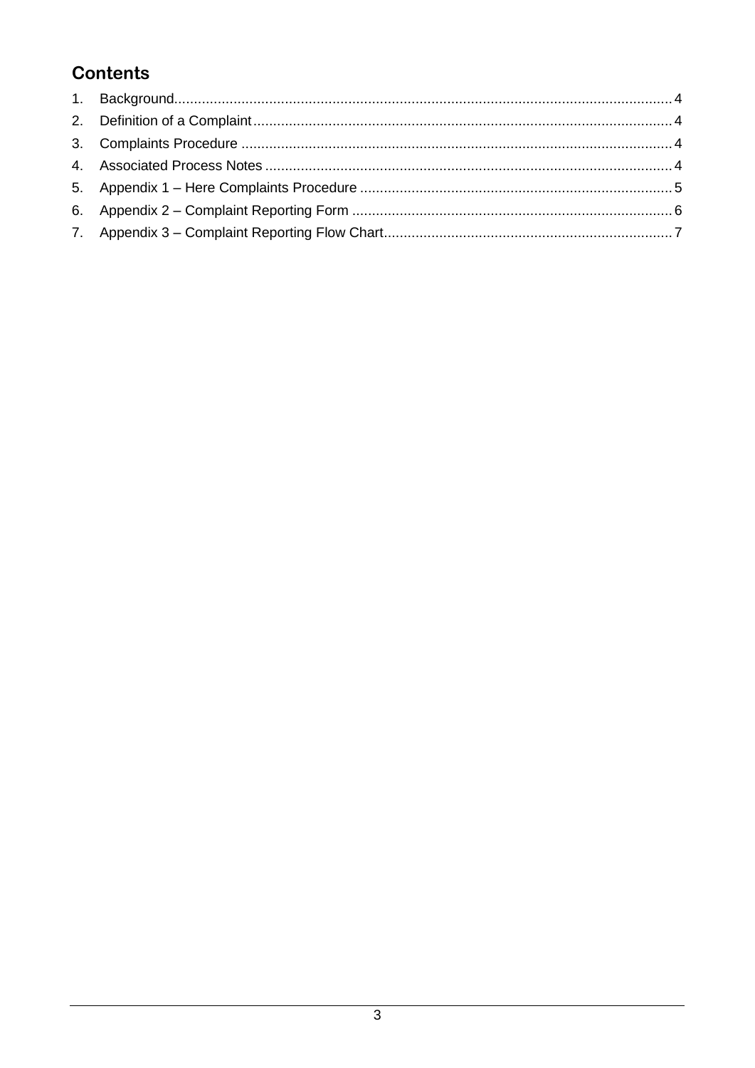## Contents

1. Background.......................................................................................................................... 4
2. Definition of a Complaint...................................................................................................... 4
3. Complaints Procedure ......................................................................................................... 4
4. Associated Process Notes ................................................................................................... 4
5. Appendix 1 – Here Complaints Procedure .......................................................................... 5
6. Appendix 2 – Complaint Reporting Form ............................................................................. 6
7. Appendix 3 – Complaint Reporting Flow Chart..................................................................... 7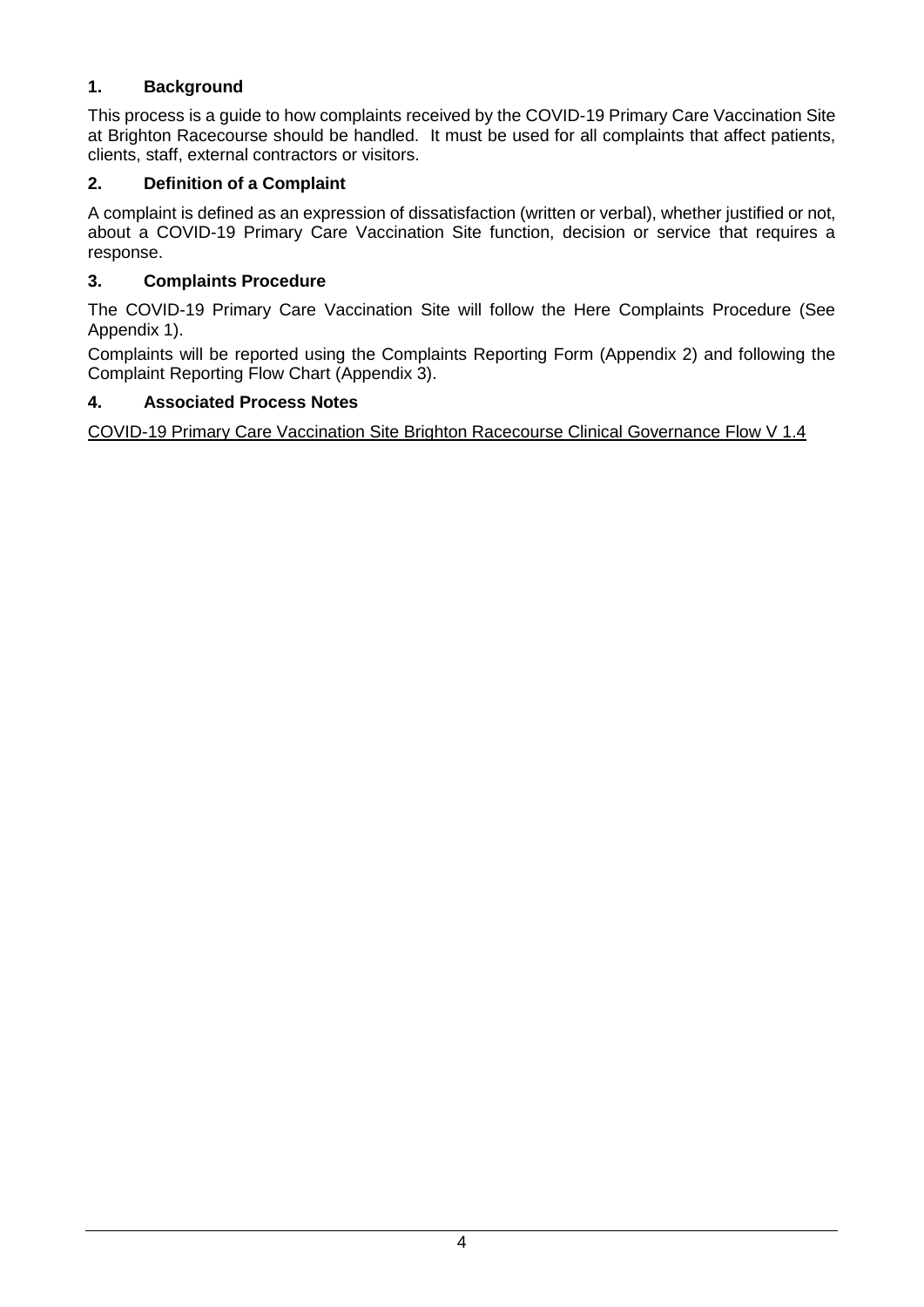## 1. Background

This process is a guide to how complaints received by the COVID-19 Primary Care Vaccination Site at Brighton Racecourse should be handled. It must be used for all complaints that affect patients, clients, staff, external contractors or visitors.

## 2. Definition of a Complaint

A complaint is defined as an expression of dissatisfaction (written or verbal), whether justified or not, about a COVID-19 Primary Care Vaccination Site function, decision or service that requires a response.

## 3. Complaints Procedure

The COVID-19 Primary Care Vaccination Site will follow the Here Complaints Procedure (See Appendix 1).

Complaints will be reported using the Complaints Reporting Form (Appendix 2) and following the Complaint Reporting Flow Chart (Appendix 3).

## 4. Associated Process Notes

COVID-19 Primary Care Vaccination Site Brighton Racecourse Clinical Governance Flow V 1.4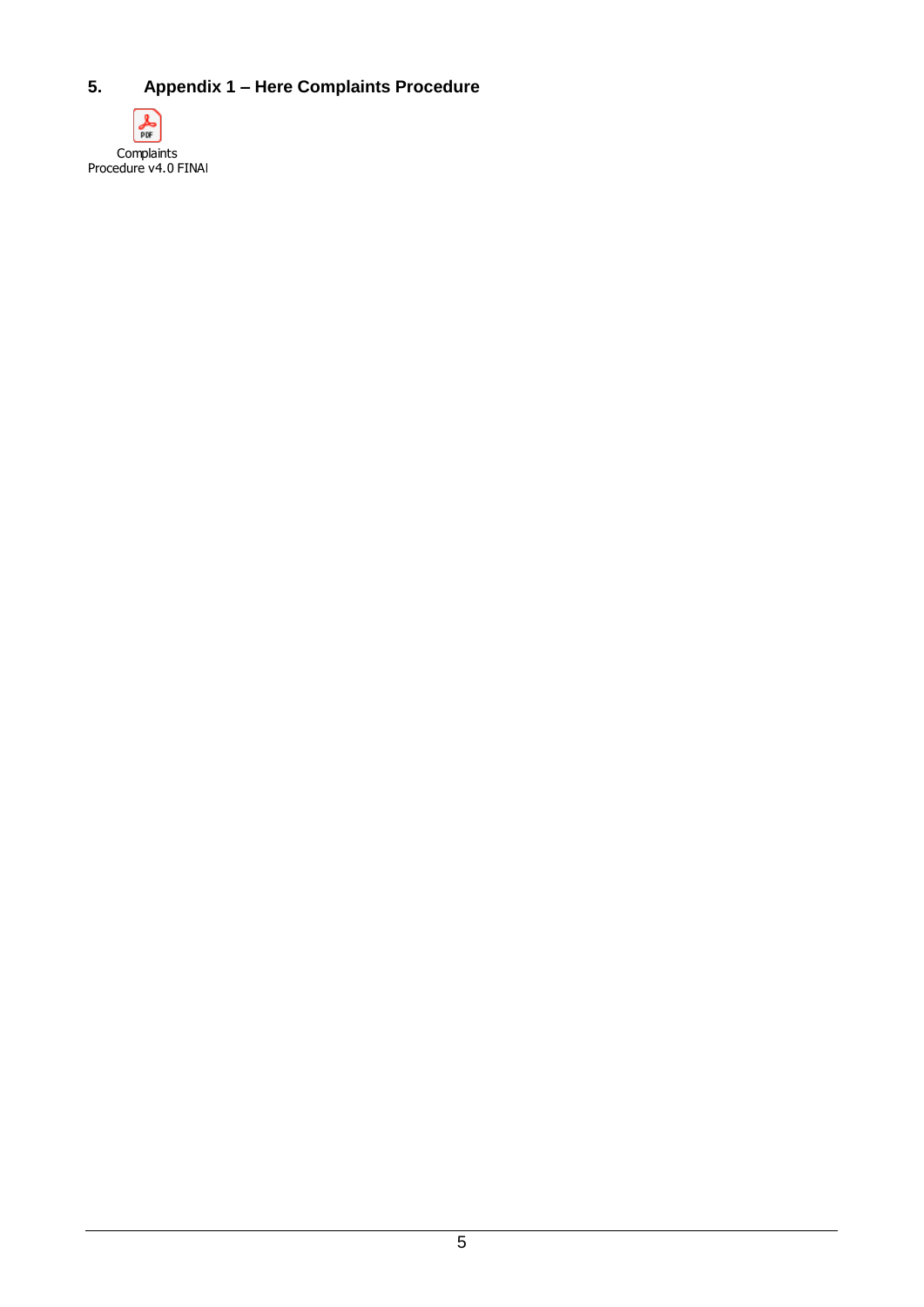## 5. Appendix 1 – Here Complaints Procedure

Complaints Procedure v4.0 FINAl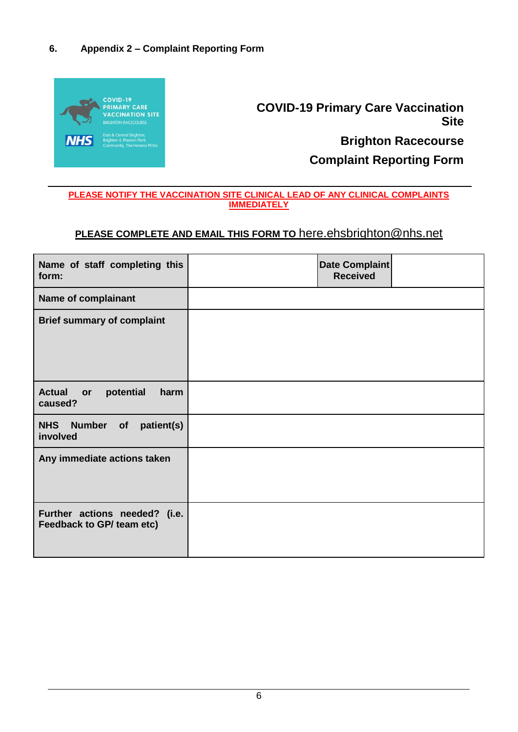## 6. Appendix 2 – Complaint Reporting Form

COVID-19 PRIMARY CARE VACCINATION SITE
BRIGHTON RACECOURSE

NHS

East & Central Brighton, Brighton II, Preston Park Community, The Havens PCNs

**COVID-19 Primary Care Vaccination Site**

**Brighton Racecourse**

**Complaint Reporting Form**

**PLEASE NOTIFY THE VACCINATION SITE CLINICAL LEAD OF ANY CLINICAL COMPLAINTS IMMEDIATELY**

**PLEASE COMPLETE AND EMAIL THIS FORM TO** here.ehsbrighton@nhs.net

| **Name of staff completing this form:** | | **Date Complaint Received** | |
|---|---|---|---|
| **Name of complainant** | | | |
| **Brief summary of complaint** | | | |
| **Actual or potential harm caused?** | | | |
| **NHS Number of patient(s) involved** | | | |
| **Any immediate actions taken** | | | |
| **Further actions needed? (i.e. Feedback to GP/ team etc)** | | | |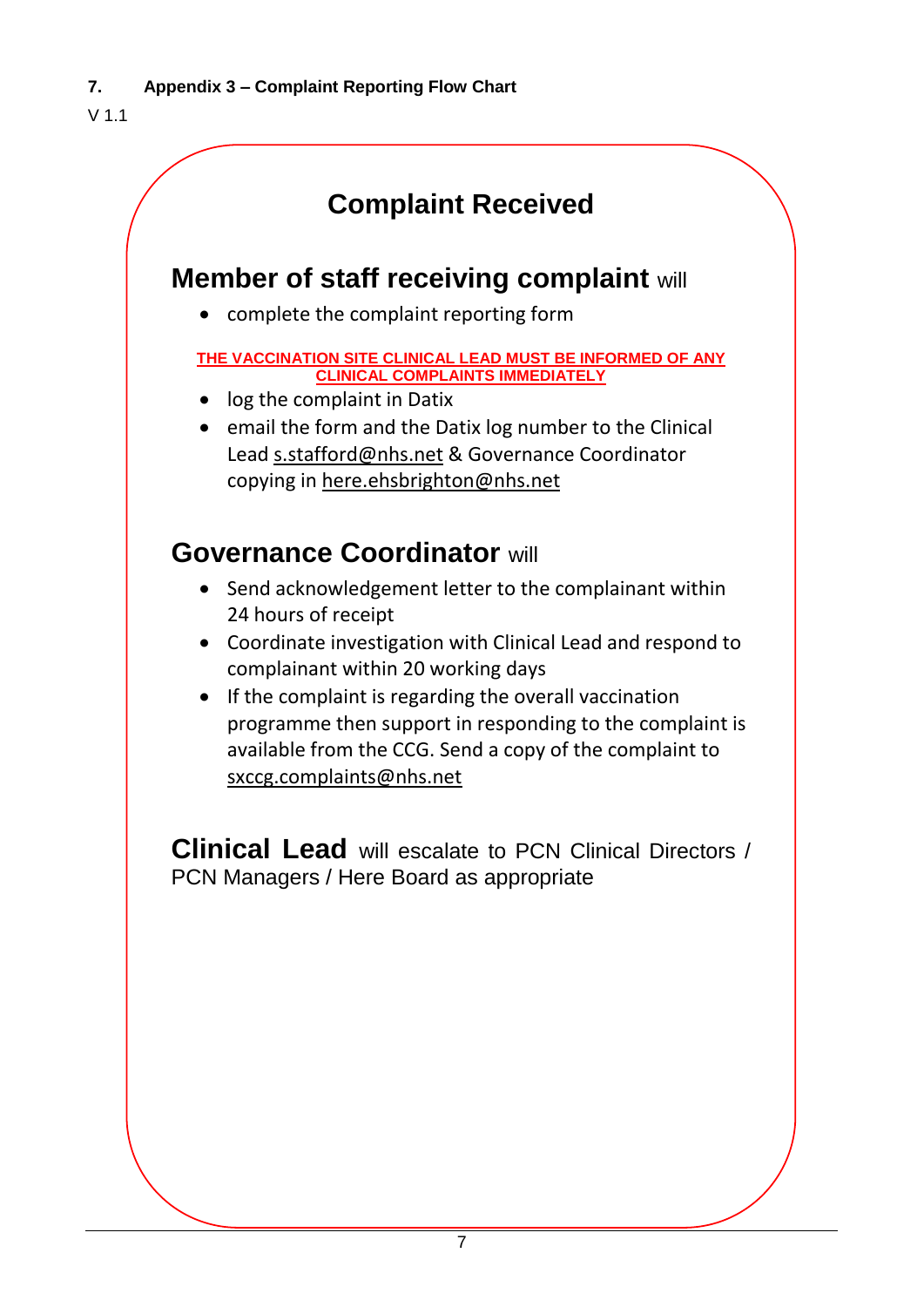## 7. Appendix 3 – Complaint Reporting Flow Chart

V 1.1

### Complaint Received

**Member of staff receiving complaint** will

- complete the complaint reporting form

**THE VACCINATION SITE CLINICAL LEAD MUST BE INFORMED OF ANY CLINICAL COMPLAINTS IMMEDIATELY**

- log the complaint in Datix
- email the form and the Datix log number to the Clinical Lead s.stafford@nhs.net & Governance Coordinator copying in here.ehsbrighton@nhs.net

**Governance Coordinator** will

- Send acknowledgement letter to the complainant within 24 hours of receipt
- Coordinate investigation with Clinical Lead and respond to complainant within 20 working days
- If the complaint is regarding the overall vaccination programme then support in responding to the complaint is available from the CCG. Send a copy of the complaint to sxccg.complaints@nhs.net

**Clinical Lead** will escalate to PCN Clinical Directors / PCN Managers / Here Board as appropriate